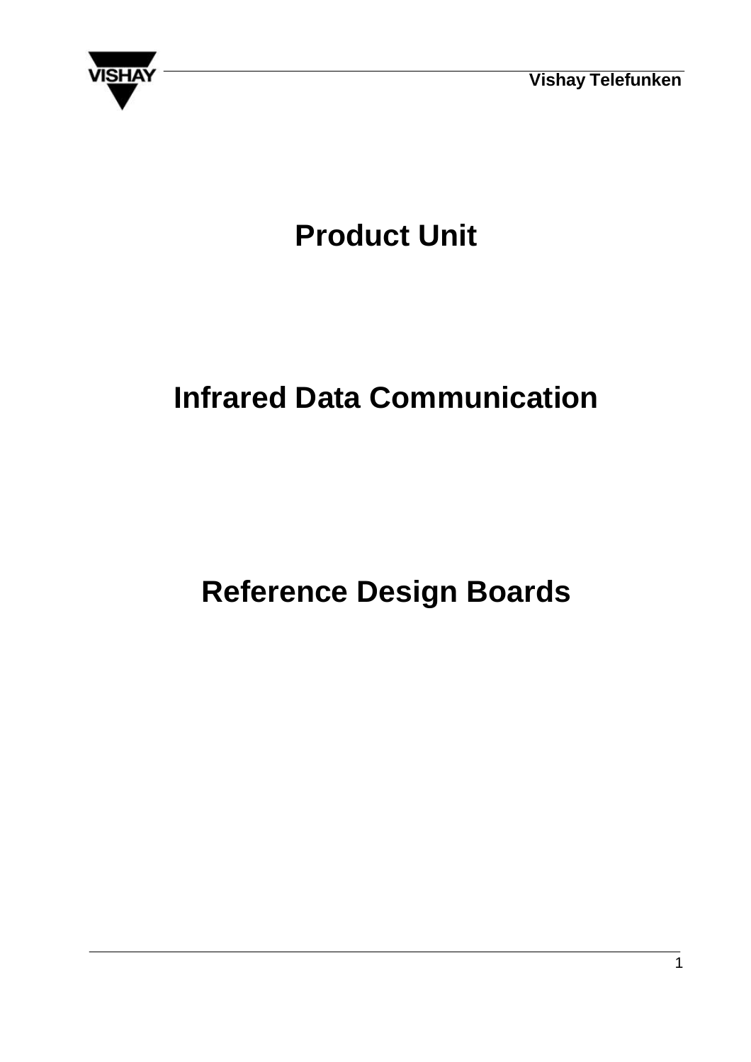# Product Unit

# Infrared Data Communication

# Reference Design Boards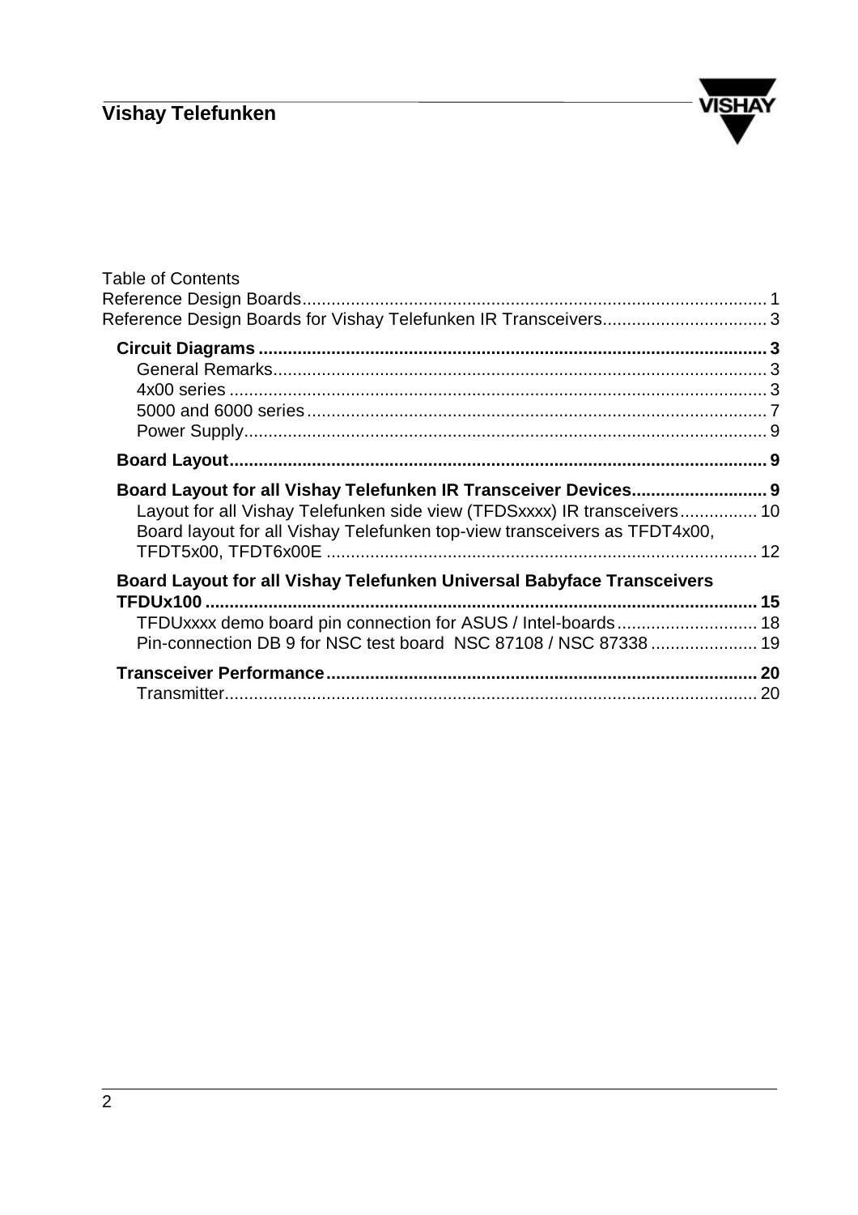Table of Contents

Reference Design Boards ............................................................................................. 1

Reference Design Boards for Vishay Telefunken IR Transceivers .............................. 3

- **Circuit Diagrams ........................................................................................... 3**
  - General Remarks ........................................................................................ 3
  - 4x00 series .................................................................................................. 3
  - 5000 and 6000 series .................................................................................. 7
  - Power Supply .............................................................................................. 9
- **Board Layout ................................................................................................. 9**
- **Board Layout for all Vishay Telefunken IR Transceiver Devices ........................... 9**
  - Layout for all Vishay Telefunken side view (TFDSxxxx) IR transceivers ................ 10
  - Board layout for all Vishay Telefunken top-view transceivers as TFDT4x00, TFDT5x00, TFDT6x00E ........................................................................................ 12
- **Board Layout for all Vishay Telefunken Universal Babyface Transceivers TFDUx100 ................................................................................................... 15**
  - TFDUxxxx demo board pin connection for ASUS / Intel-boards ............................ 18
  - Pin-connection DB 9 for NSC test board NSC 87108 / NSC 87338 ...................... 19
- **Transceiver Performance ............................................................................... 20**
  - Transmitter ................................................................................................. 20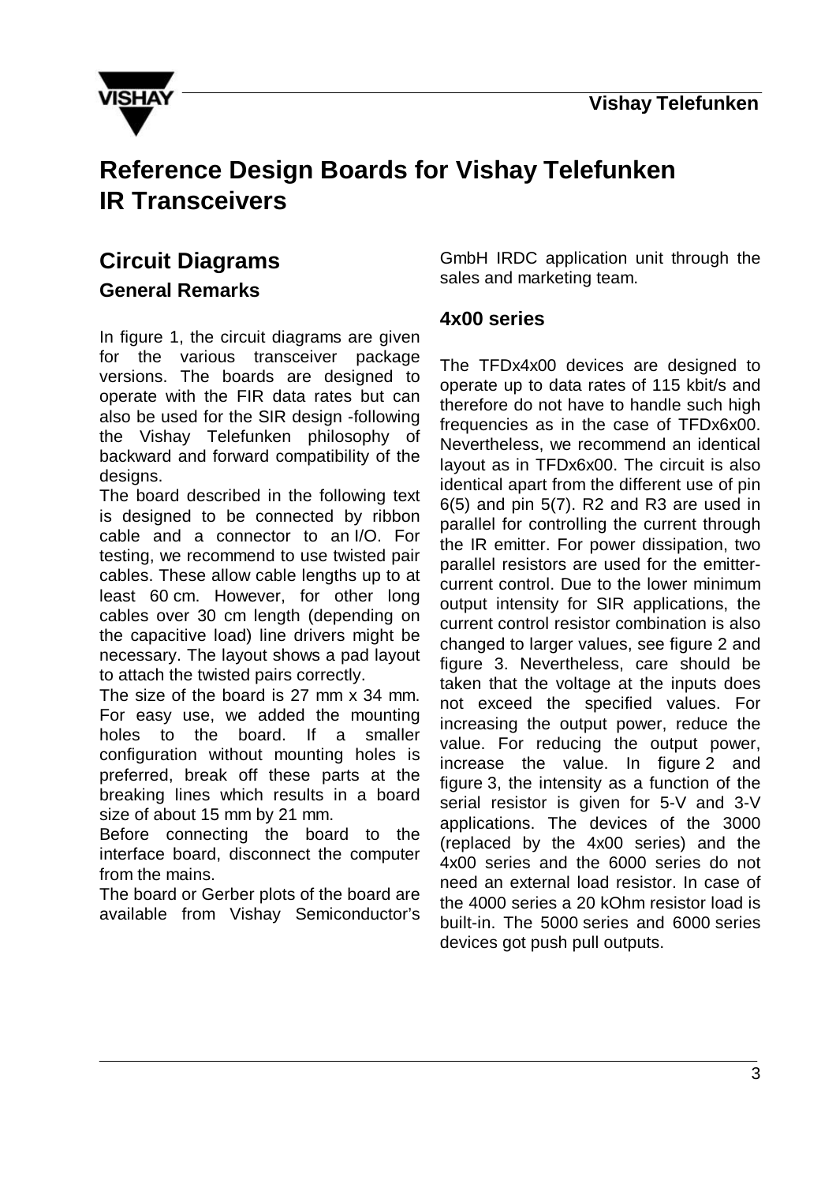# Reference Design Boards for Vishay Telefunken IR Transceivers

## Circuit Diagrams

### General Remarks

In figure 1, the circuit diagrams are given for the various transceiver package versions. The boards are designed to operate with the FIR data rates but can also be used for the SIR design -following the Vishay Telefunken philosophy of backward and forward compatibility of the designs.

The board described in the following text is designed to be connected by ribbon cable and a connector to an I/O. For testing, we recommend to use twisted pair cables. These allow cable lengths up to at least 60 cm. However, for other long cables over 30 cm length (depending on the capacitive load) line drivers might be necessary. The layout shows a pad layout to attach the twisted pairs correctly.

The size of the board is 27 mm x 34 mm. For easy use, we added the mounting holes to the board. If a smaller configuration without mounting holes is preferred, break off these parts at the breaking lines which results in a board size of about 15 mm by 21 mm.

Before connecting the board to the interface board, disconnect the computer from the mains.

The board or Gerber plots of the board are available from Vishay Semiconductor's GmbH IRDC application unit through the sales and marketing team.

### 4x00 series

The TFDx4x00 devices are designed to operate up to data rates of 115 kbit/s and therefore do not have to handle such high frequencies as in the case of TFDx6x00. Nevertheless, we recommend an identical layout as in TFDx6x00. The circuit is also identical apart from the different use of pin 6(5) and pin 5(7). R2 and R3 are used in parallel for controlling the current through the IR emitter. For power dissipation, two parallel resistors are used for the emitter-current control. Due to the lower minimum output intensity for SIR applications, the current control resistor combination is also changed to larger values, see figure 2 and figure 3. Nevertheless, care should be taken that the voltage at the inputs does not exceed the specified values. For increasing the output power, reduce the value. For reducing the output power, increase the value. In figure 2 and figure 3, the intensity as a function of the serial resistor is given for 5-V and 3-V applications. The devices of the 3000 (replaced by the 4x00 series) and the 4x00 series and the 6000 series do not need an external load resistor. In case of the 4000 series a 20 kOhm resistor load is built-in. The 5000 series and 6000 series devices got push pull outputs.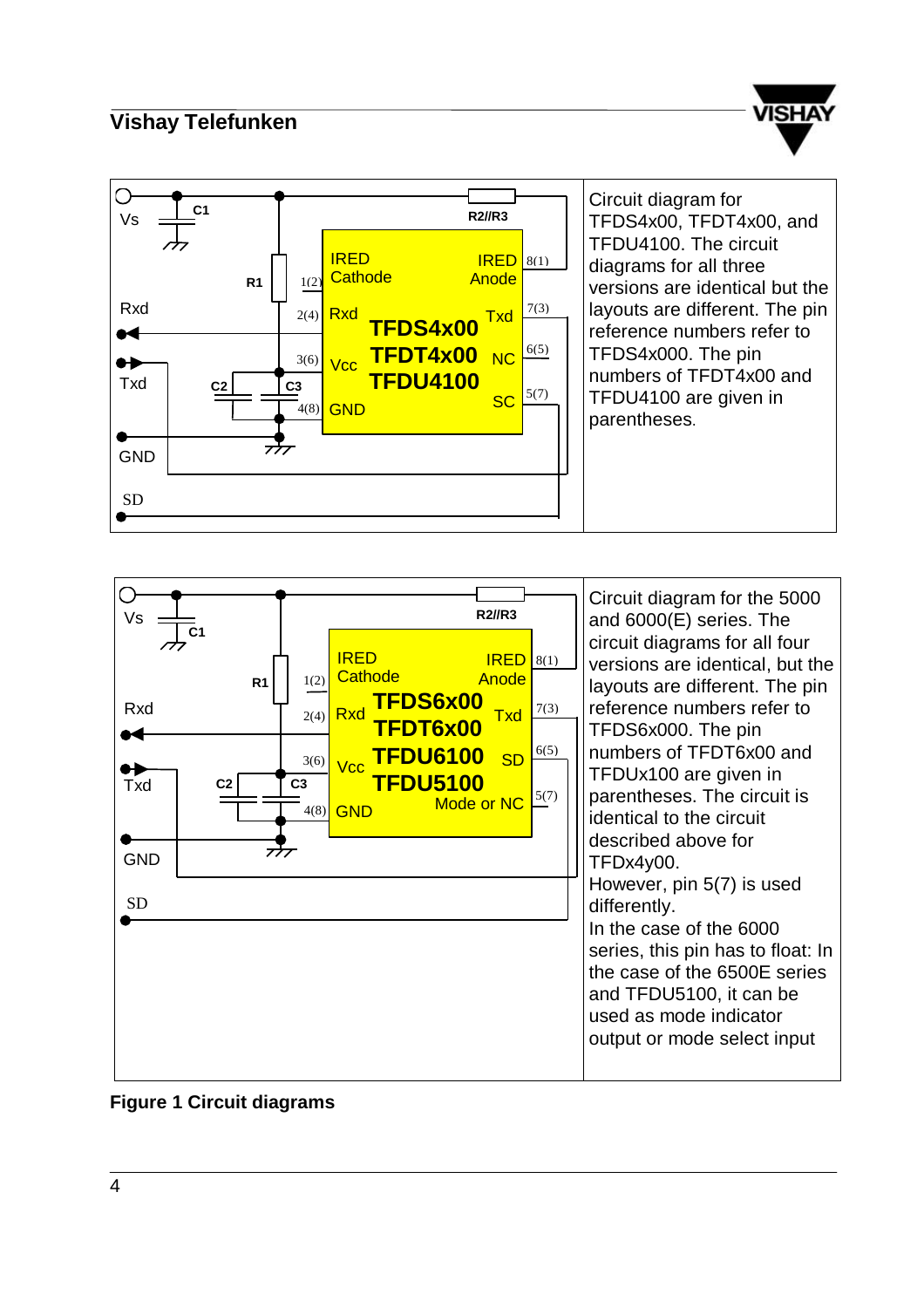Circuit diagram for TFDS4x00, TFDT4x00, and TFDU4100. The circuit diagrams for all three versions are identical but the layouts are different. The pin reference numbers refer to TFDS4x000. The pin numbers of TFDT4x00 and TFDU4100 are given in parentheses.

Circuit diagram for the 5000 and 6000(E) series. The circuit diagrams for all four versions are identical, but the layouts are different. The pin reference numbers refer to TFDS6x000. The pin numbers of TFDT6x00 and TFDUx100 are given in parentheses. The circuit is identical to the circuit described above for TFDx4y00.
However, pin 5(7) is used differently.
In the case of the 6000 series, this pin has to float: In the case of the 6500E series and TFDU5100, it can be used as mode indicator output or mode select input

**Figure 1 Circuit diagrams**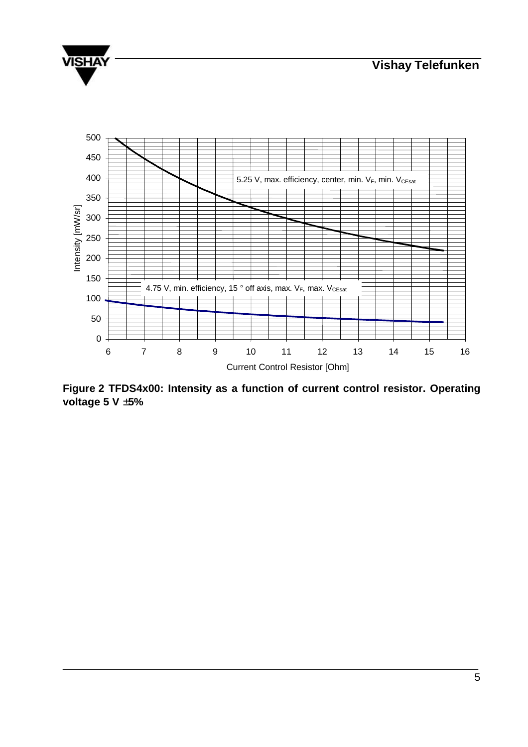Figure 2 TFDS4x00: Intensity as a function of current control resistor. Operating voltage 5 V ±5%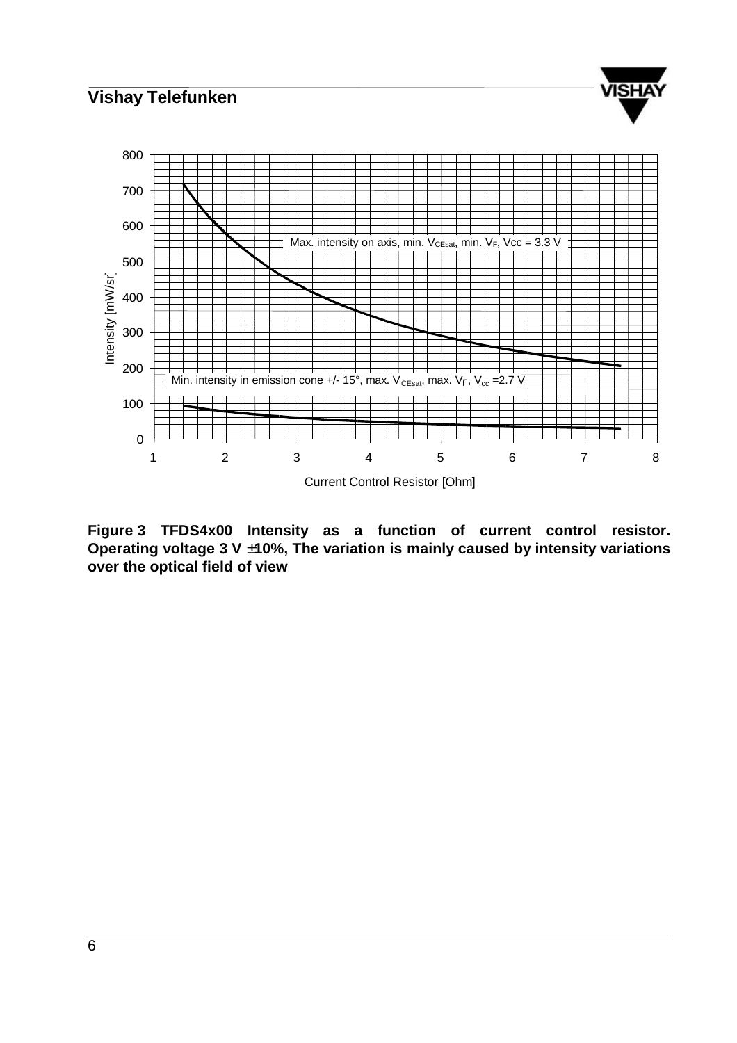Figure 3 TFDS4x00 Intensity as a function of current control resistor. Operating voltage 3 V ±10%, The variation is mainly caused by intensity variations over the optical field of view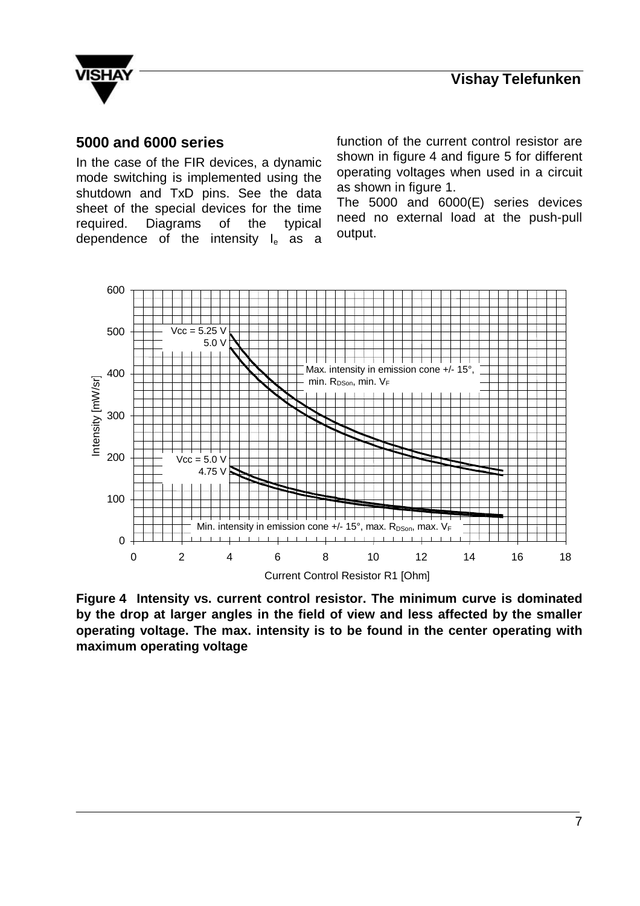## 5000 and 6000 series

In the case of the FIR devices, a dynamic mode switching is implemented using the shutdown and TxD pins. See the data sheet of the special devices for the time required. Diagrams of the typical dependence of the intensity $I_e$ as a function of the current control resistor are shown in figure 4 and figure 5 for different operating voltages when used in a circuit as shown in figure 1.

The 5000 and 6000(E) series devices need no external load at the push-pull output.

**Figure 4 Intensity vs. current control resistor. The minimum curve is dominated by the drop at larger angles in the field of view and less affected by the smaller operating voltage. The max. intensity is to be found in the center operating with maximum operating voltage**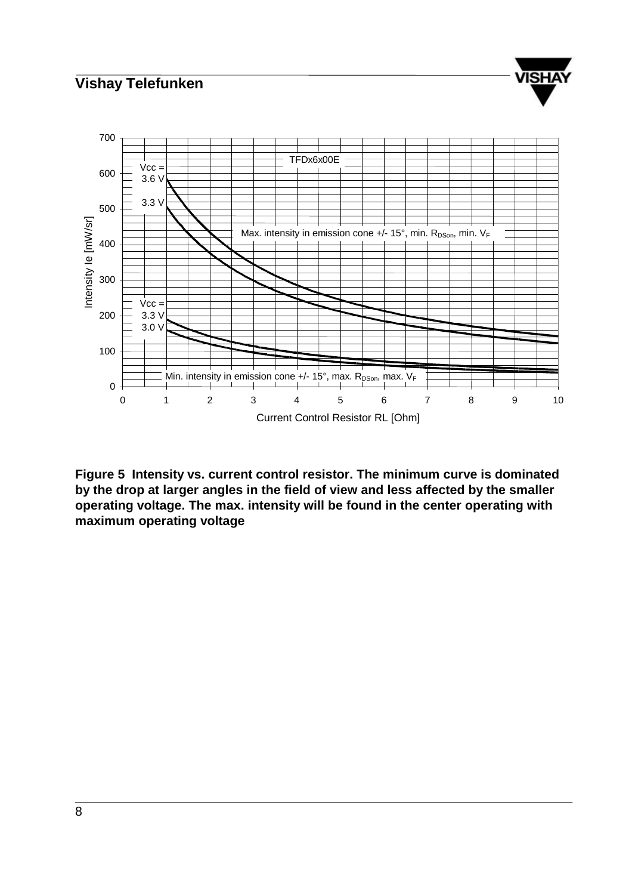**Figure 5 Intensity vs. current control resistor. The minimum curve is dominated by the drop at larger angles in the field of view and less affected by the smaller operating voltage. The max. intensity will be found in the center operating with maximum operating voltage**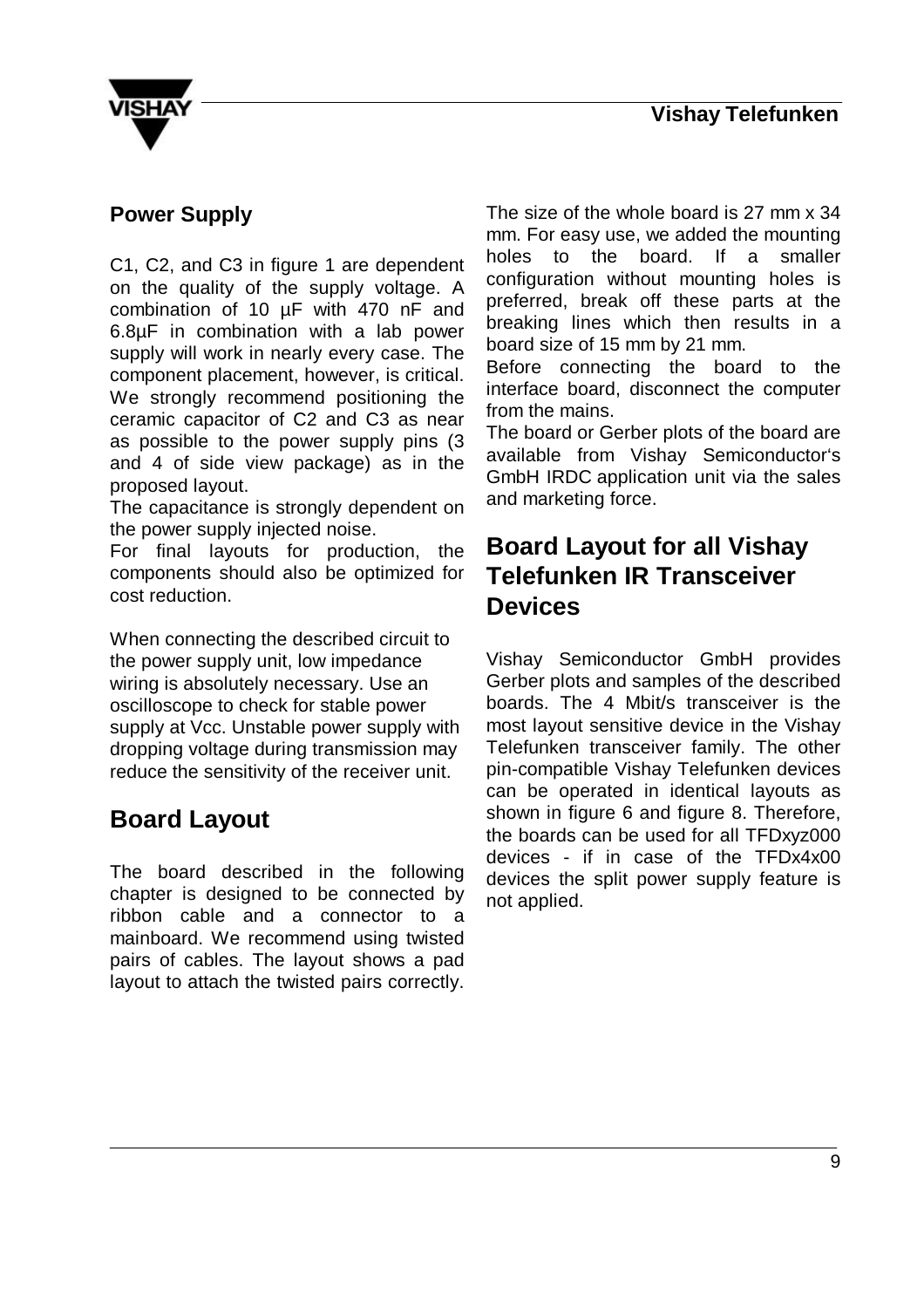## Power Supply

C1, C2, and C3 in figure 1 are dependent on the quality of the supply voltage. A combination of 10 µF with 470 nF and 6.8µF in combination with a lab power supply will work in nearly every case. The component placement, however, is critical. We strongly recommend positioning the ceramic capacitor of C2 and C3 as near as possible to the power supply pins (3 and 4 of side view package) as in the proposed layout.

The capacitance is strongly dependent on the power supply injected noise.

For final layouts for production, the components should also be optimized for cost reduction.

When connecting the described circuit to the power supply unit, low impedance wiring is absolutely necessary. Use an oscilloscope to check for stable power supply at Vcc. Unstable power supply with dropping voltage during transmission may reduce the sensitivity of the receiver unit.

# Board Layout

The board described in the following chapter is designed to be connected by ribbon cable and a connector to a mainboard. We recommend using twisted pairs of cables. The layout shows a pad layout to attach the twisted pairs correctly.

The size of the whole board is 27 mm x 34 mm. For easy use, we added the mounting holes to the board. If a smaller configuration without mounting holes is preferred, break off these parts at the breaking lines which then results in a board size of 15 mm by 21 mm.

Before connecting the board to the interface board, disconnect the computer from the mains.

The board or Gerber plots of the board are available from Vishay Semiconductor's GmbH IRDC application unit via the sales and marketing force.

# Board Layout for all Vishay Telefunken IR Transceiver Devices

Vishay Semiconductor GmbH provides Gerber plots and samples of the described boards. The 4 Mbit/s transceiver is the most layout sensitive device in the Vishay Telefunken transceiver family. The other pin-compatible Vishay Telefunken devices can be operated in identical layouts as shown in figure 6 and figure 8. Therefore, the boards can be used for all TFDxyz000 devices - if in case of the TFDx4x00 devices the split power supply feature is not applied.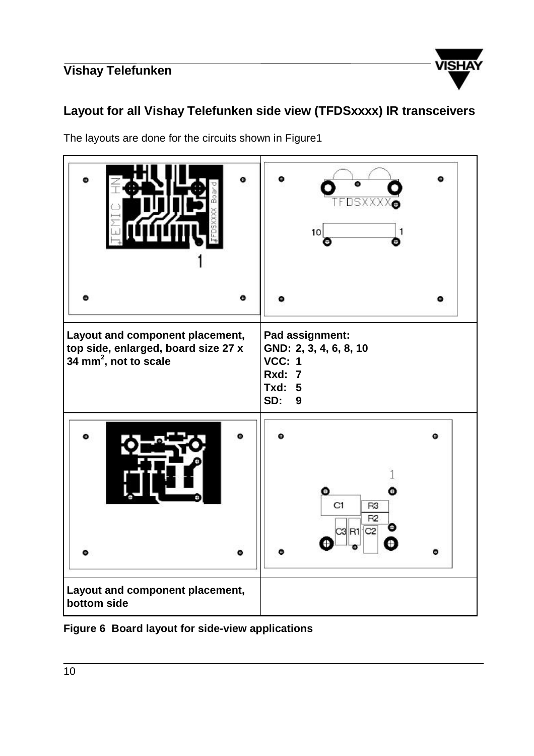## Layout for all Vishay Telefunken side view (TFDSxxxx) IR transceivers

The layouts are done for the circuits shown in Figure1

| | |
|---|---|
| | |
| **Layout and component placement, top side, enlarged, board size 27 x 34 mm², not to scale** | **Pad assignment:**<br>**GND: 2, 3, 4, 6, 8, 10**<br>**VCC: 1**<br>**Rxd: 7**<br>**Txd: 5**<br>**SD: 9** |
| | |
| **Layout and component placement, bottom side** | |

**Figure 6 Board layout for side-view applications**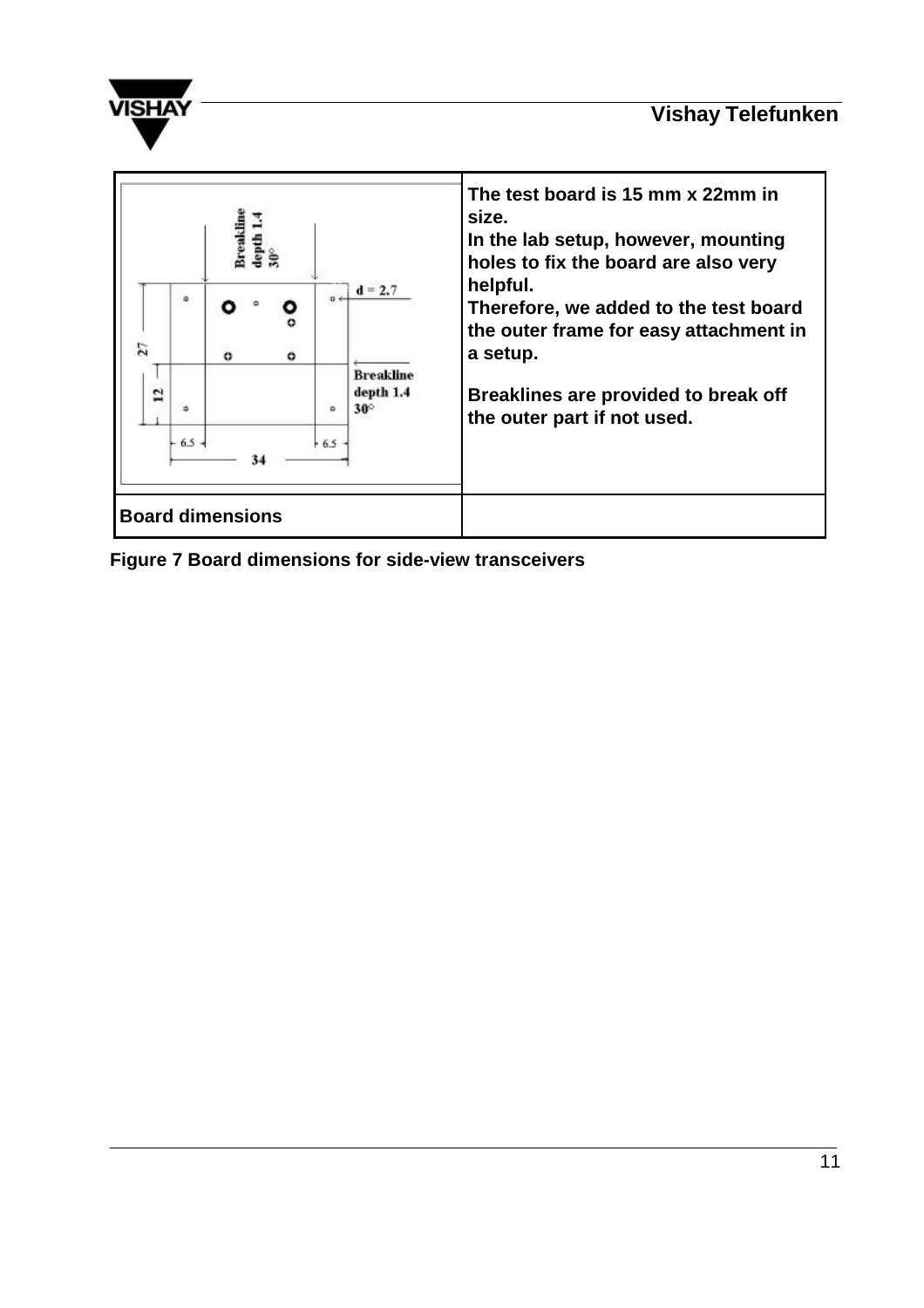| | **The test board is 15 mm x 22mm in size.**<br>**In the lab setup, however, mounting holes to fix the board are also very helpful.**<br>**Therefore, we added to the test board the outer frame for easy attachment in a setup.**<br><br>**Breaklines are provided to break off the outer part if not used.** |
|---|---|
| **Board dimensions** | |

**Figure 7 Board dimensions for side-view transceivers**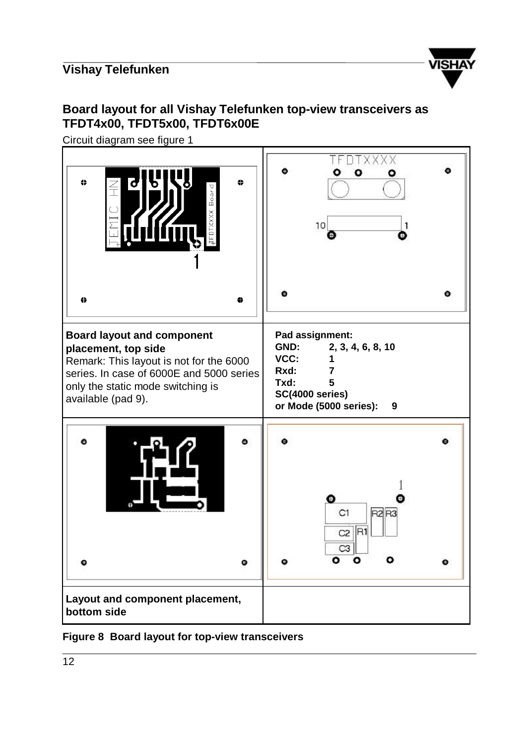## Board layout for all Vishay Telefunken top-view transceivers as TFDT4x00, TFDT5x00, TFDT6x00E

Circuit diagram see figure 1

| | |
|---|---|
| | |
| **Board layout and component placement, top side**<br>Remark: This layout is not for the 6000 series. In case of 6000E and 5000 series only the static mode switching is available (pad 9). | **Pad assignment:**<br>**GND: 2, 3, 4, 6, 8, 10**<br>**VCC: 1**<br>**Rxd: 7**<br>**Txd: 5**<br>**SC(4000 series)**<br>**or Mode (5000 series): 9** |
| | |
| **Layout and component placement, bottom side** | |

**Figure 8 Board layout for top-view transceivers**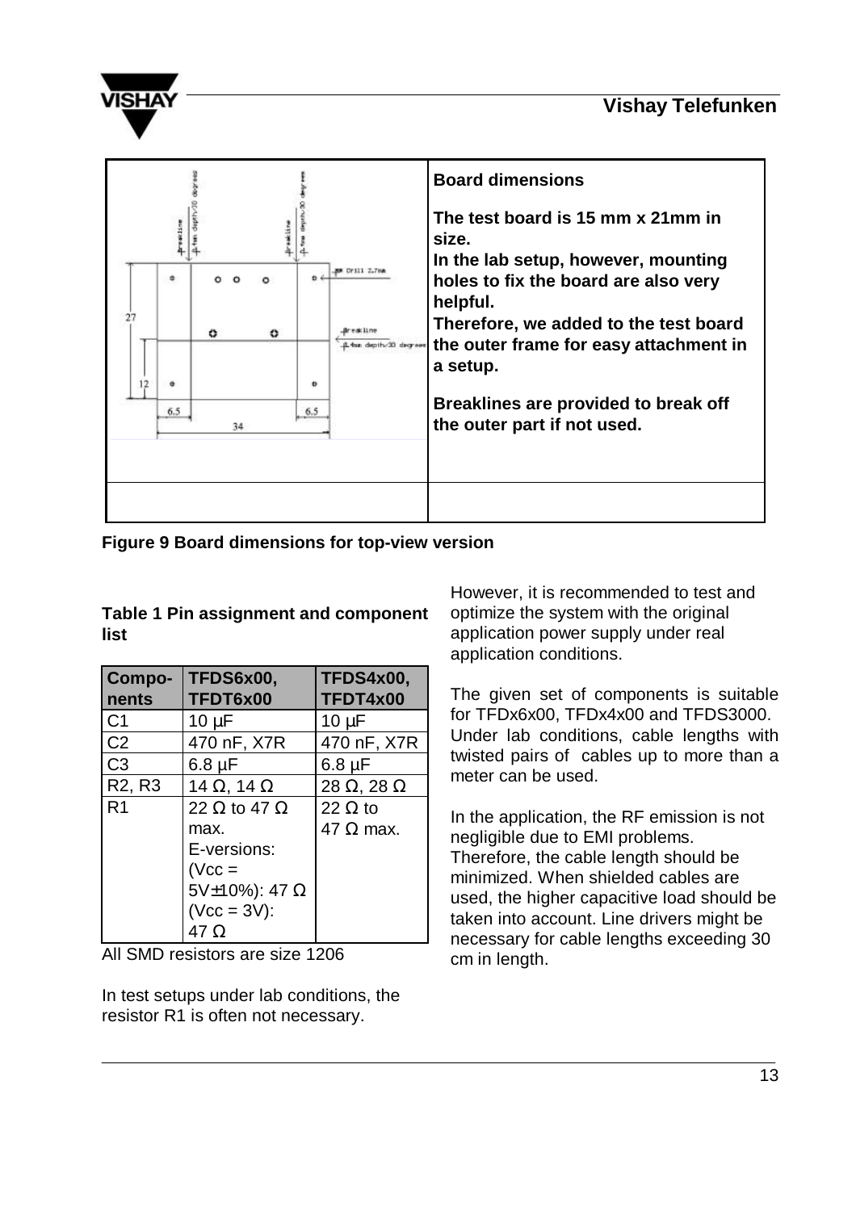**Board dimensions**

**The test board is 15 mm x 21mm in size.**
**In the lab setup, however, mounting holes to fix the board are also very helpful.**
**Therefore, we added to the test board the outer frame for easy attachment in a setup.**

**Breaklines are provided to break off the outer part if not used.**

**Figure 9 Board dimensions for top-view version**

**Table 1 Pin assignment and component list**

| Compo-nents | TFDS6x00, TFDT6x00 | TFDS4x00, TFDT4x00 |
|---|---|---|
| C1 | 10 µF | 10 µF |
| C2 | 470 nF, X7R | 470 nF, X7R |
| C3 | 6.8 µF | 6.8 µF |
| R2, R3 | 14 Ω, 14 Ω | 28 Ω, 28 Ω |
| R1 | 22 Ω to 47 Ω max. E-versions: (Vcc = 5V±10%): 47 Ω (Vcc = 3V): 47 Ω | 22 Ω to 47 Ω max. |

All SMD resistors are size 1206

In test setups under lab conditions, the resistor R1 is often not necessary.

However, it is recommended to test and optimize the system with the original application power supply under real application conditions.

The given set of components is suitable for TFDx6x00, TFDx4x00 and TFDS3000. Under lab conditions, cable lengths with twisted pairs of cables up to more than a meter can be used.

In the application, the RF emission is not negligible due to EMI problems. Therefore, the cable length should be minimized. When shielded cables are used, the higher capacitive load should be taken into account. Line drivers might be necessary for cable lengths exceeding 30 cm in length.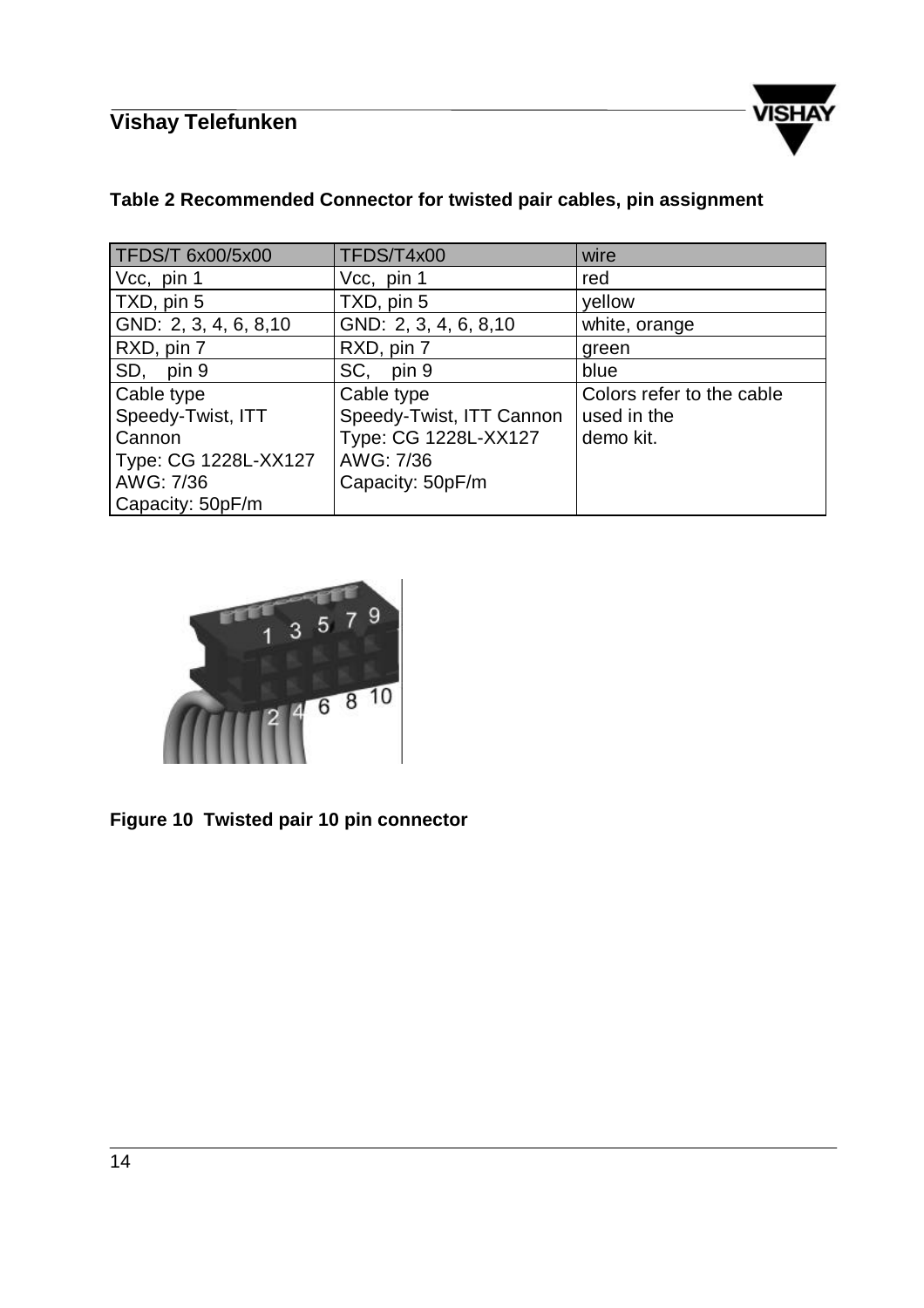**Table 2 Recommended Connector for twisted pair cables, pin assignment**

| TFDS/T 6x00/5x00 | TFDS/T4x00 | wire |
|---|---|---|
| Vcc, pin 1 | Vcc, pin 1 | red |
| TXD, pin 5 | TXD, pin 5 | yellow |
| GND: 2, 3, 4, 6, 8,10 | GND: 2, 3, 4, 6, 8,10 | white, orange |
| RXD, pin 7 | RXD, pin 7 | green |
| SD, pin 9 | SC, pin 9 | blue |
| Cable type<br>Speedy-Twist, ITT Cannon<br>Type: CG 1228L-XX127<br>AWG: 7/36<br>Capacity: 50pF/m | Cable type<br>Speedy-Twist, ITT Cannon<br>Type: CG 1228L-XX127<br>AWG: 7/36<br>Capacity: 50pF/m | Colors refer to the cable used in the demo kit. |

**Figure 10 Twisted pair 10 pin connector**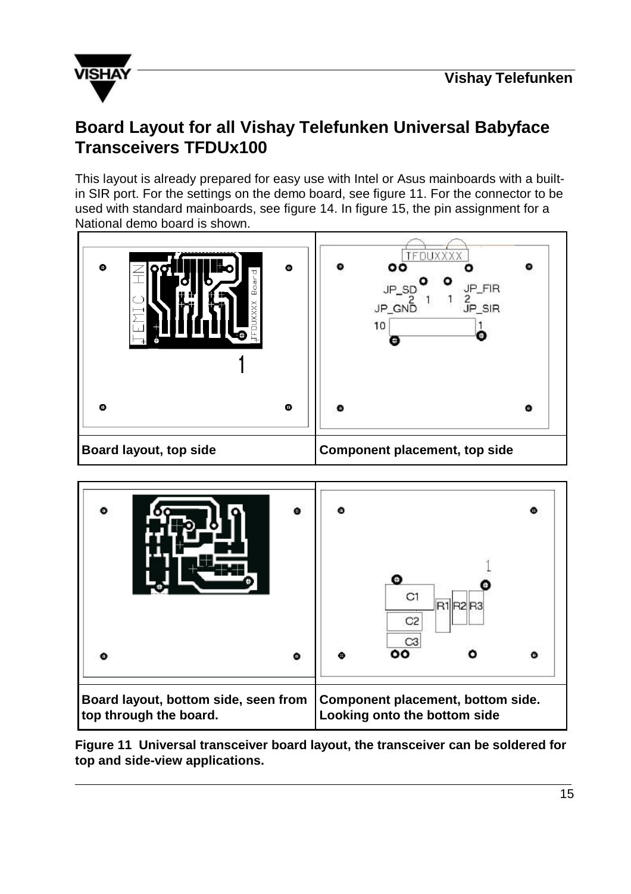# Board Layout for all Vishay Telefunken Universal Babyface Transceivers TFDUx100

This layout is already prepared for easy use with Intel or Asus mainboards with a built-in SIR port. For the settings on the demo board, see figure 11. For the connector to be used with standard mainboards, see figure 14. In figure 15, the pin assignment for a National demo board is shown.

| Board layout, top side | Component placement, top side |
|---|---|
| Board layout, bottom side, seen from top through the board. | Component placement, bottom side. Looking onto the bottom side |

**Figure 11 Universal transceiver board layout, the transceiver can be soldered for top and side-view applications.**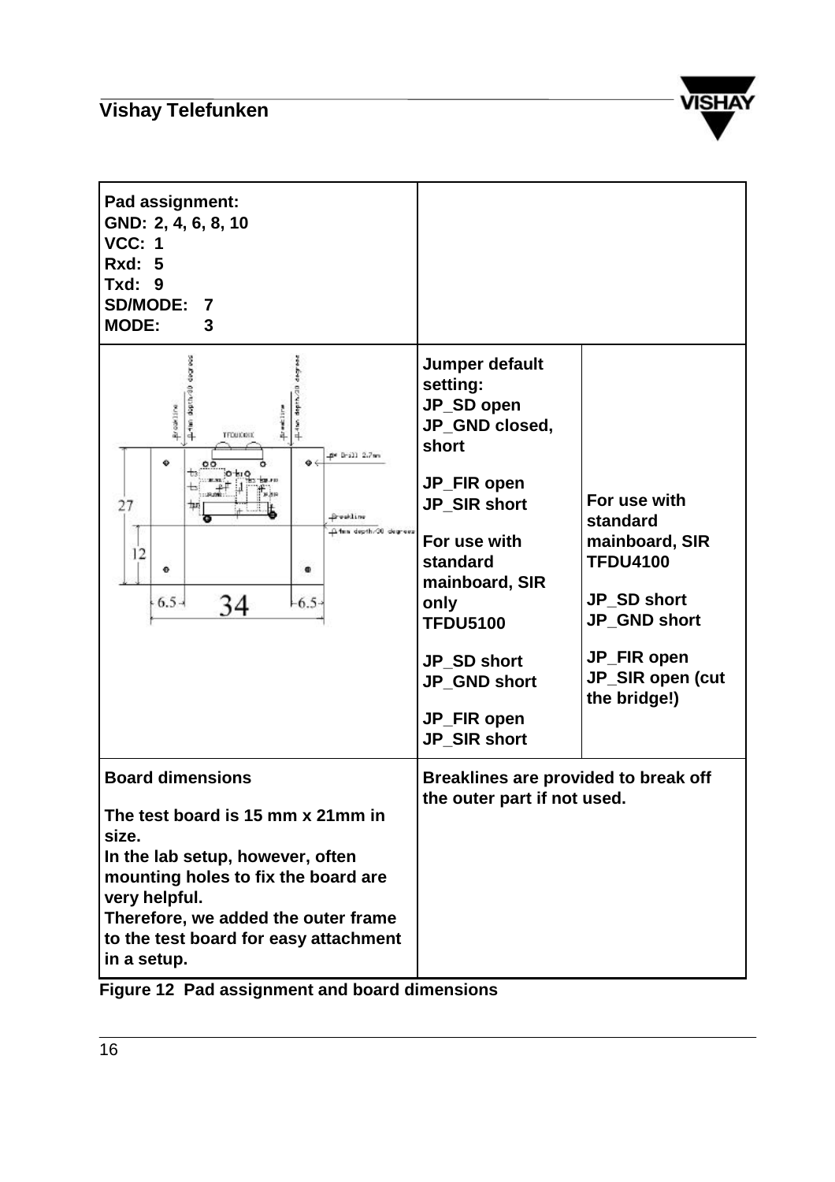| Pad assignment:<br>GND: 2, 4, 6, 8, 10<br>VCC: 1<br>Rxd: 5<br>Txd: 9<br>SD/MODE: 7<br>MODE: 3 | | |
|---|---|---|
| | **Jumper default setting:**<br>**JP_SD open**<br>**JP_GND closed, short**<br><br>**JP_FIR open**<br>**JP_SIR short**<br><br>**For use with standard mainboard, SIR only**<br>**TFDU5100**<br><br>**JP_SD short**<br>**JP_GND short**<br><br>**JP_FIR open**<br>**JP_SIR short** | **For use with standard mainboard, SIR TFDU4100**<br><br>**JP_SD short**<br>**JP_GND short**<br><br>**JP_FIR open**<br>**JP_SIR open (cut the bridge!)** |
| **Board dimensions**<br><br>**The test board is 15 mm x 21mm in size.**<br>**In the lab setup, however, often mounting holes to fix the board are very helpful.**<br>**Therefore, we added the outer frame to the test board for easy attachment in a setup.** | **Breaklines are provided to break off the outer part if not used.** | |

**Figure 12 Pad assignment and board dimensions**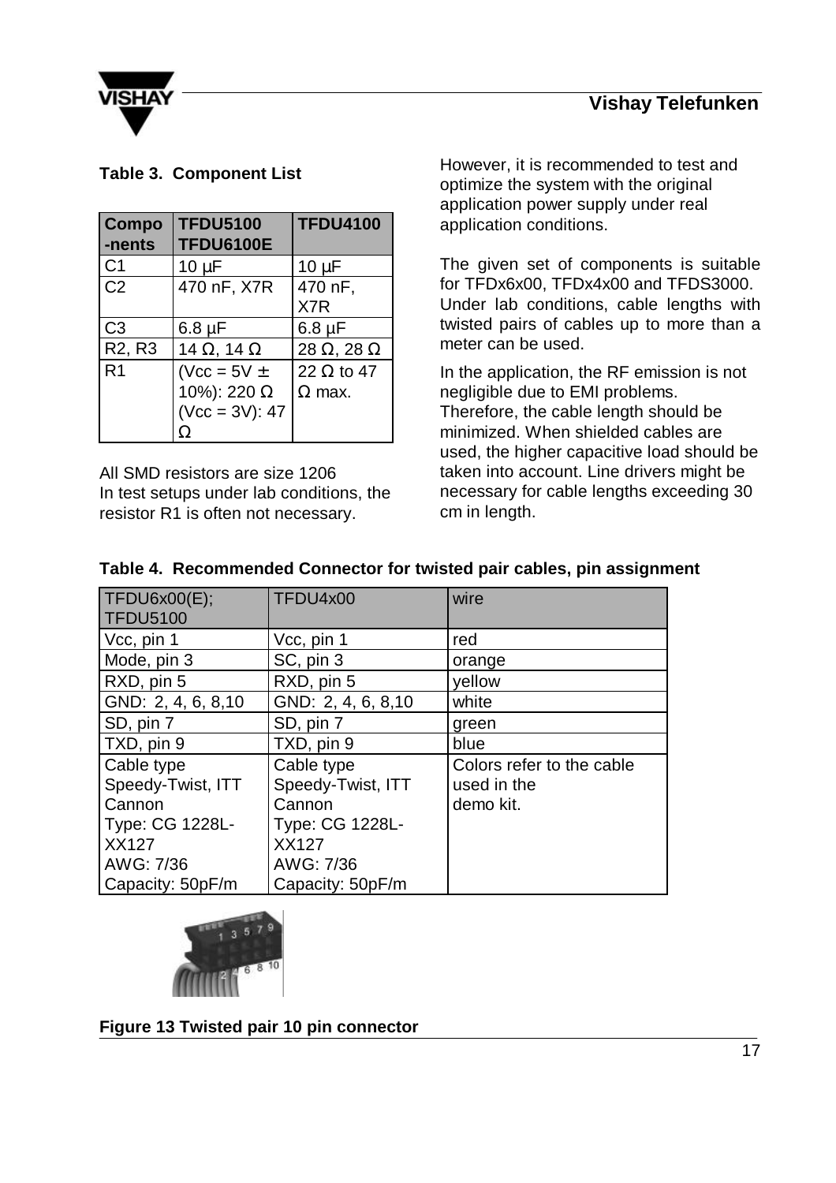**Table 3. Component List**

| Compo-nents | TFDU5100 TFDU6100E | TFDU4100 |
|---|---|---|
| C1 | 10 µF | 10 µF |
| C2 | 470 nF, X7R | 470 nF, X7R |
| C3 | 6.8 µF | 6.8 µF |
| R2, R3 | 14 Ω, 14 Ω | 28 Ω, 28 Ω |
| R1 | (Vcc = 5V ± 10%): 220 Ω (Vcc = 3V): 47 Ω | 22 Ω to 47 Ω max. |

All SMD resistors are size 1206
In test setups under lab conditions, the resistor R1 is often not necessary.

However, it is recommended to test and optimize the system with the original application power supply under real application conditions.

The given set of components is suitable for TFDx6x00, TFDx4x00 and TFDS3000. Under lab conditions, cable lengths with twisted pairs of cables up to more than a meter can be used.

In the application, the RF emission is not negligible due to EMI problems. Therefore, the cable length should be minimized. When shielded cables are used, the higher capacitive load should be taken into account. Line drivers might be necessary for cable lengths exceeding 30 cm in length.

**Table 4. Recommended Connector for twisted pair cables, pin assignment**

| TFDU6x00(E); TFDU5100 | TFDU4x00 | wire |
|---|---|---|
| Vcc, pin 1 | Vcc, pin 1 | red |
| Mode, pin 3 | SC, pin 3 | orange |
| RXD, pin 5 | RXD, pin 5 | yellow |
| GND: 2, 4, 6, 8,10 | GND: 2, 4, 6, 8,10 | white |
| SD, pin 7 | SD, pin 7 | green |
| TXD, pin 9 | TXD, pin 9 | blue |
| Cable type Speedy-Twist, ITT Cannon Type: CG 1228L-XX127 AWG: 7/36 Capacity: 50pF/m | Cable type Speedy-Twist, ITT Cannon Type: CG 1228L-XX127 AWG: 7/36 Capacity: 50pF/m | Colors refer to the cable used in the demo kit. |

**Figure 13 Twisted pair 10 pin connector**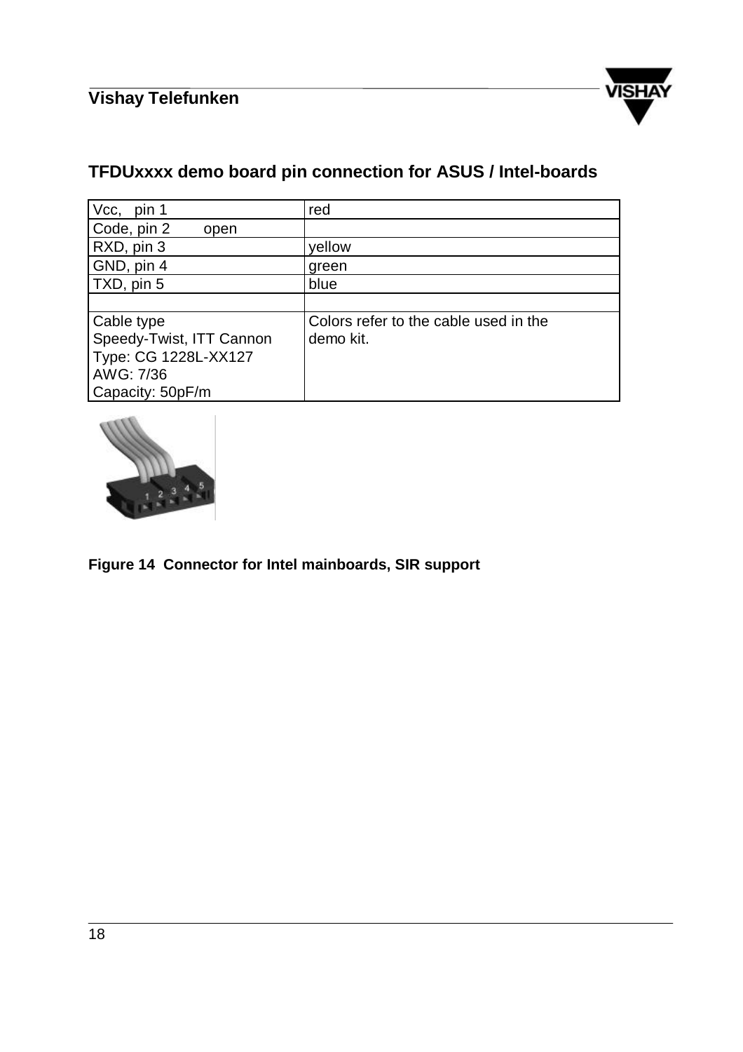## TFDUxxxx demo board pin connection for ASUS / Intel-boards

| | |
|---|---|
| Vcc, pin 1 | red |
| Code, pin 2 open | |
| RXD, pin 3 | yellow |
| GND, pin 4 | green |
| TXD, pin 5 | blue |
| | |
| Cable type<br>Speedy-Twist, ITT Cannon<br>Type: CG 1228L-XX127<br>AWG: 7/36<br>Capacity: 50pF/m | Colors refer to the cable used in the demo kit. |

**Figure 14 Connector for Intel mainboards, SIR support**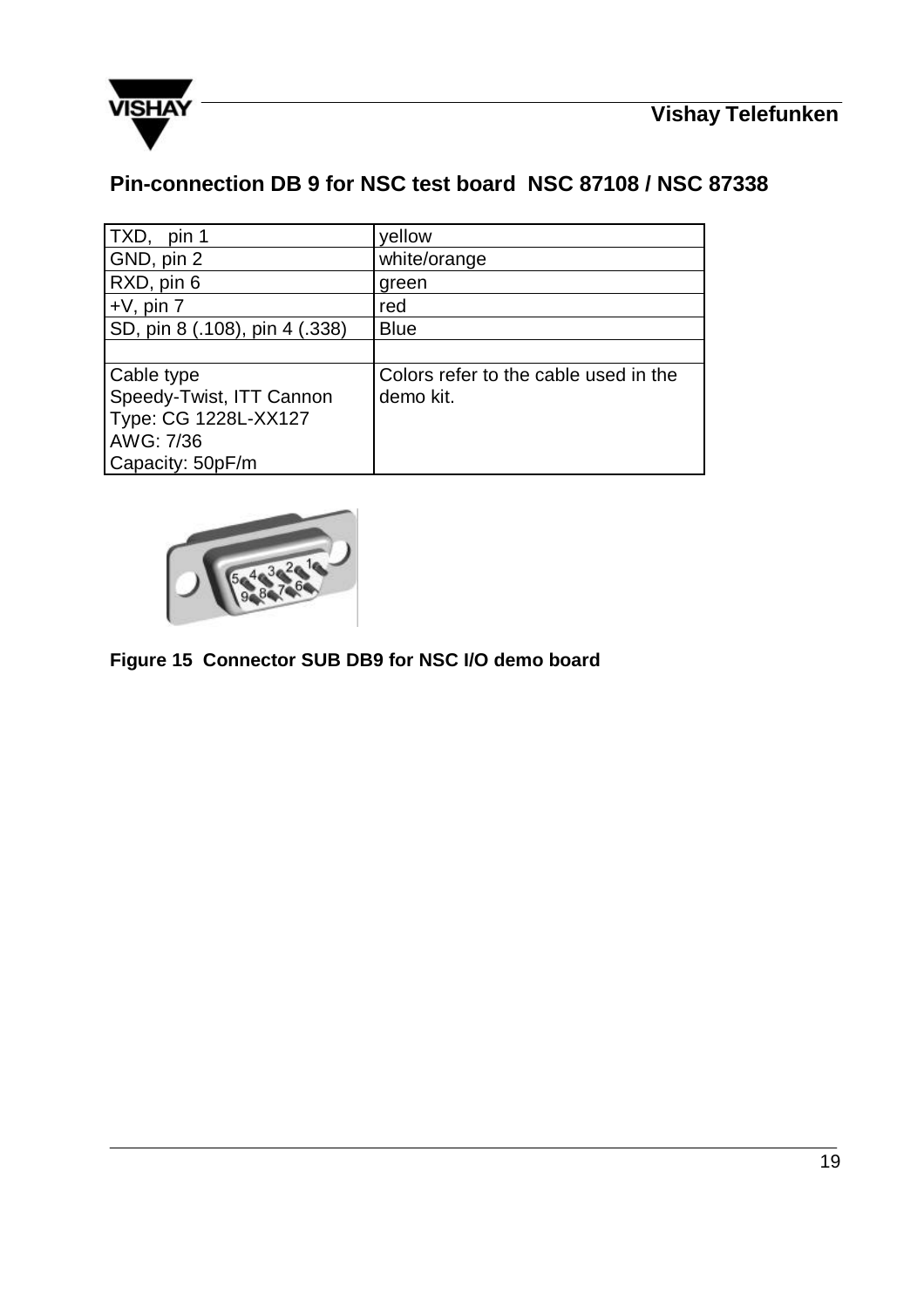## Pin-connection DB 9 for NSC test board NSC 87108 / NSC 87338

| | |
|---|---|
| TXD, pin 1 | yellow |
| GND, pin 2 | white/orange |
| RXD, pin 6 | green |
| +V, pin 7 | red |
| SD, pin 8 (.108), pin 4 (.338) | Blue |
| | |
| Cable type<br>Speedy-Twist, ITT Cannon<br>Type: CG 1228L-XX127<br>AWG: 7/36<br>Capacity: 50pF/m | Colors refer to the cable used in the demo kit. |

**Figure 15 Connector SUB DB9 for NSC I/O demo board**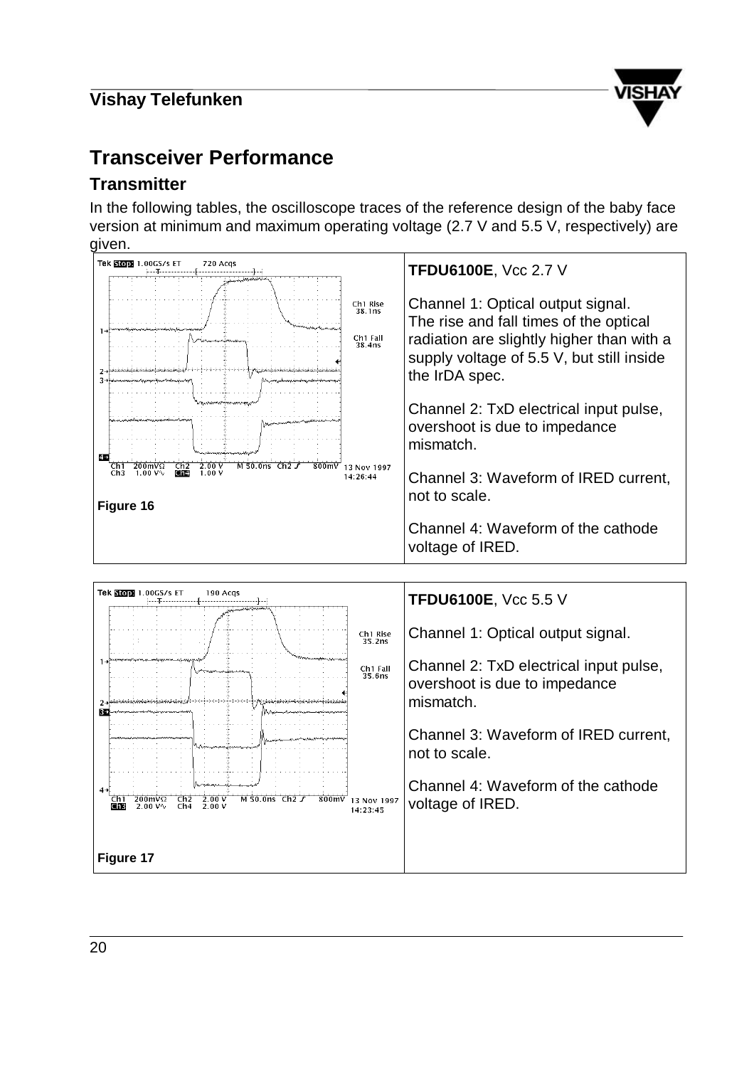## Transceiver Performance

### Transmitter

In the following tables, the oscilloscope traces of the reference design of the baby face version at minimum and maximum operating voltage (2.7 V and 5.5 V, respectively) are given.

Tek Stop: 1.00GS/s ET 720 Acqs

Ch1 Rise 38.1ns

Ch1 Fall 38.4ns

Ch1 200mV Ω Ch2 2.00 V M 50.0ns Ch2 ∫ 800mV 13 Nov 1997

Ch3 1.00 V Ch4 1.00 V 14:26:44

**Figure 16**

**TFDU6100E**, Vcc 2.7 V

Channel 1: Optical output signal. The rise and fall times of the optical radiation are slightly higher than with a supply voltage of 5.5 V, but still inside the IrDA spec.

Channel 2: TxD electrical input pulse, overshoot is due to impedance mismatch.

Channel 3: Waveform of IRED current, not to scale.

Channel 4: Waveform of the cathode voltage of IRED.

Tek Stop: 1.00GS/s ET 190 Acqs

Ch1 Rise 35.2ns

Ch1 Fall 35.6ns

Ch1 200mV Ω Ch2 2.00 V M 50.0ns Ch2 ∫ 800mV 13 Nov 1997

Ch3 2.00 V Ch4 2.00 V 14:23:45

**Figure 17**

**TFDU6100E**, Vcc 5.5 V

Channel 1: Optical output signal.

Channel 2: TxD electrical input pulse, overshoot is due to impedance mismatch.

Channel 3: Waveform of IRED current, not to scale.

Channel 4: Waveform of the cathode voltage of IRED.